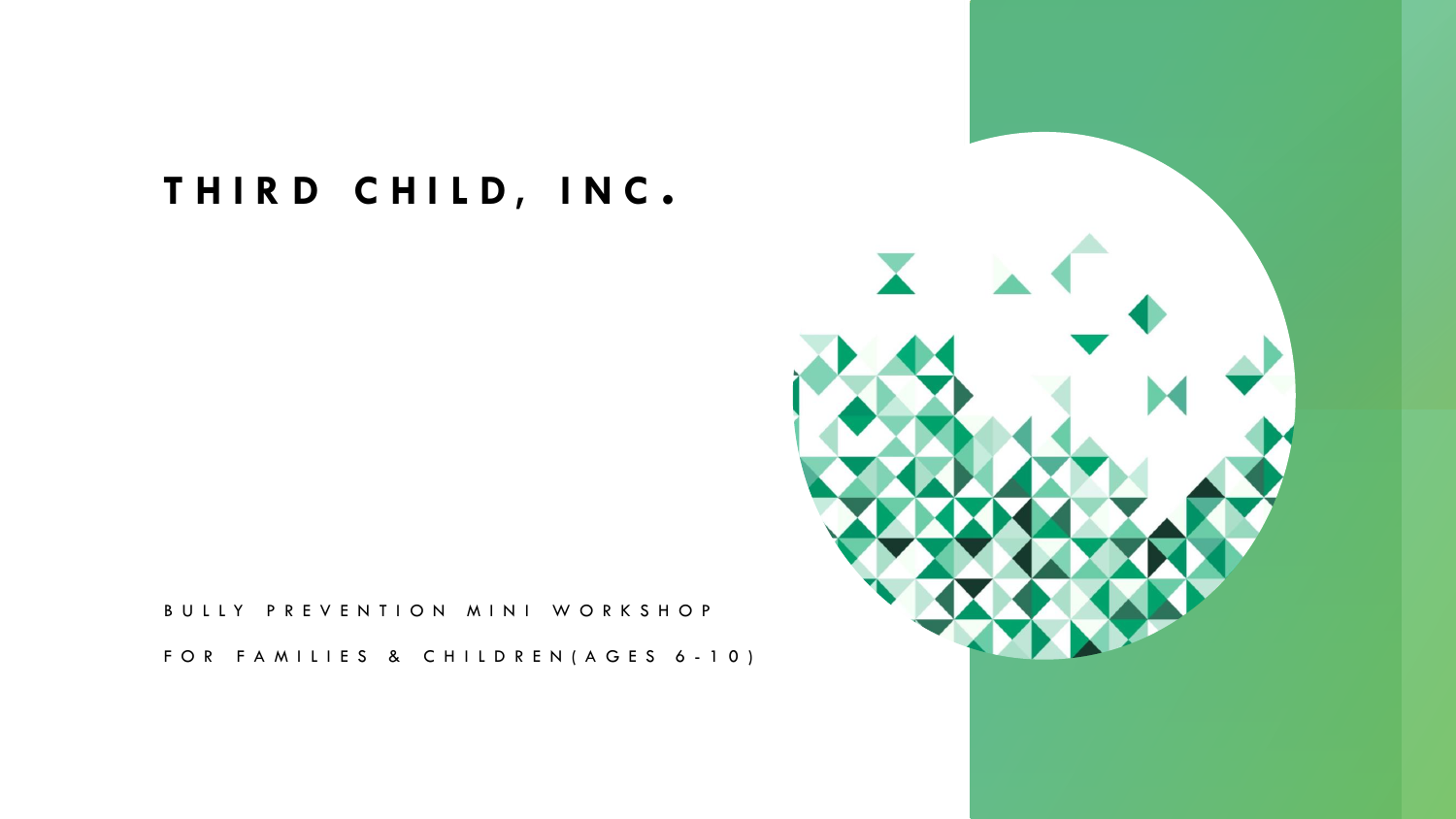# THIRD CHILD, INC.

BULLY PREVENTION MINI WORKSHOP

FOR FAMILIES & CHILDREN(AGES 6-10)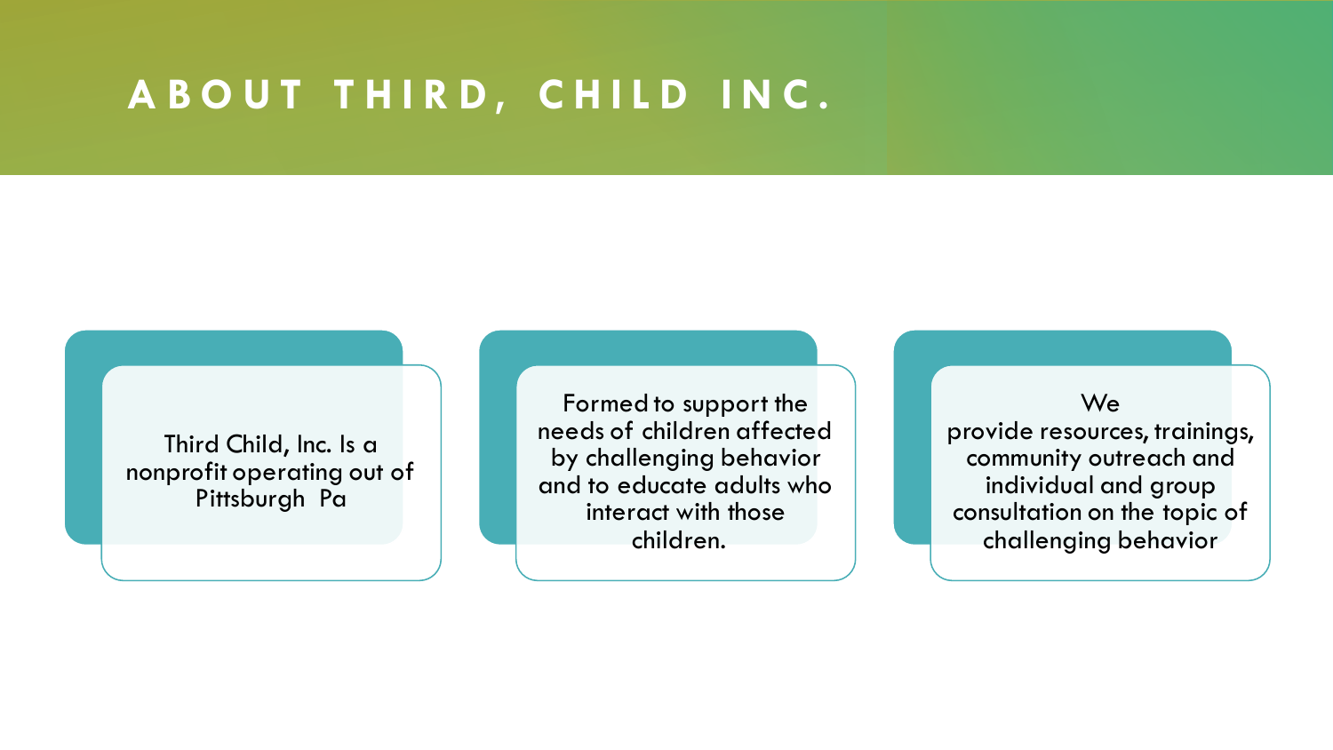# ABOUT THIRD, CHILD INC.

Third Child, Inc. Is a nonprofit operating out of Pittsburgh Pa

Formed to support the needs of children affected by challenging behavior and to educate adults who interact with those children.

We provide resources, trainings, community outreach and individual and group consultation on the topic of challenging behavior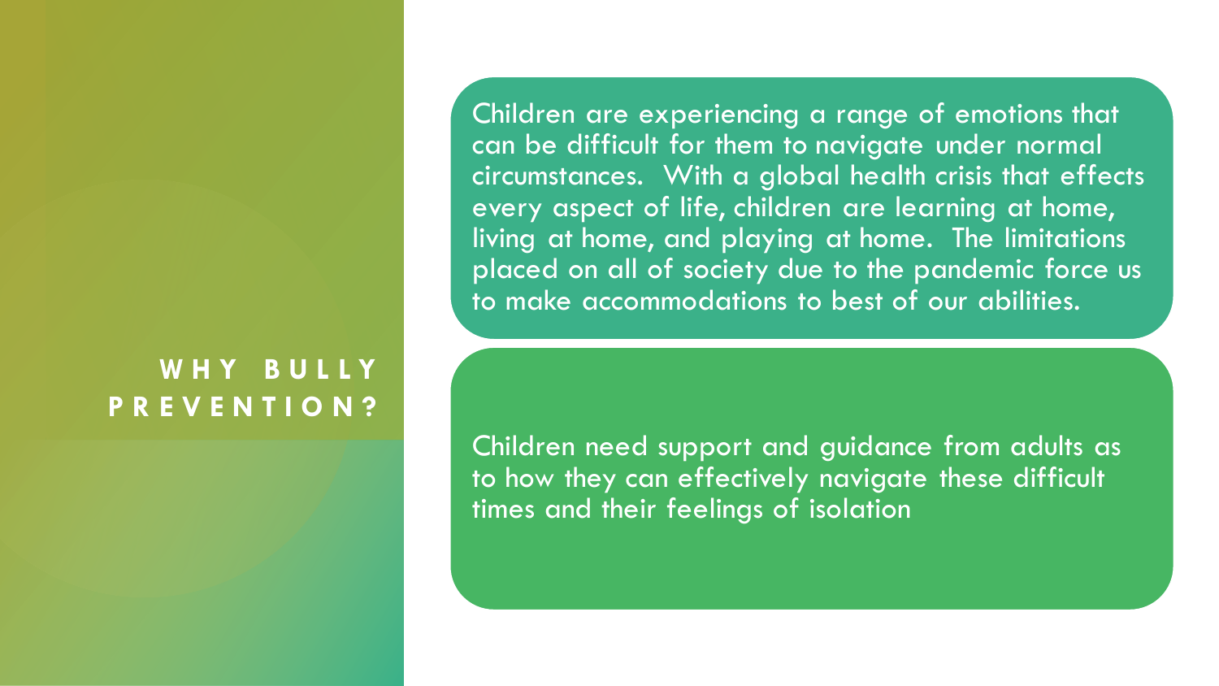## WHY BULLY PREVENTION?

Children are experiencing a range of emotions that can be difficult for them to navigate under normal circumstances. With a global health crisis that effects every aspect of life, children are learning at home, living at home, and playing at home. The limitations placed on all of society due to the pandemic force us to make accommodations to best of our abilities.

Children need support and guidance from adults as to how they can effectively navigate these difficult times and their feelings of isolation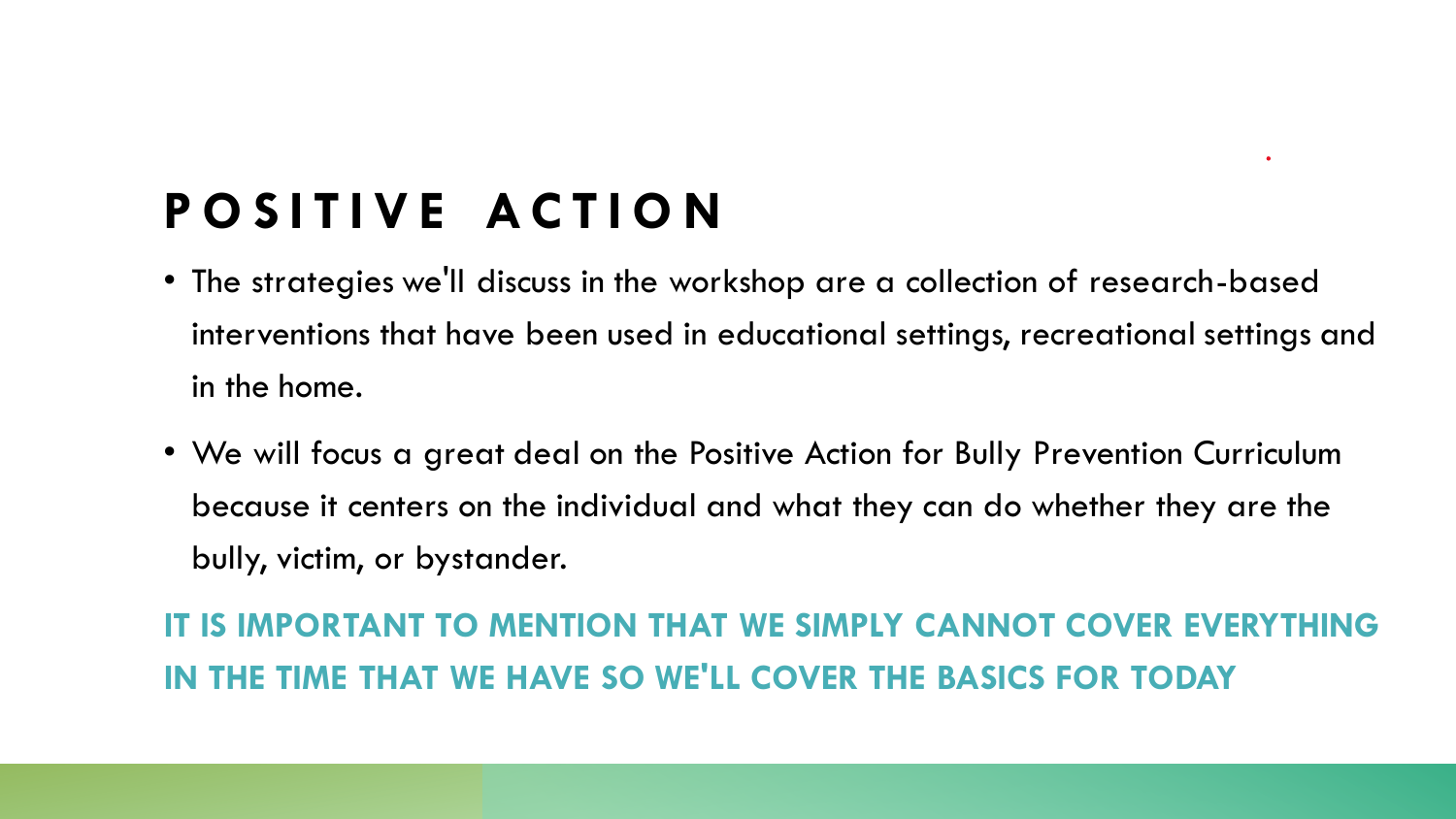# POSITIVE ACTION

- The strategies we'll discuss in the workshop are a collection of research-based interventions that have been used in educational settings, recreational settings and in the home.
- We will focus a great deal on the Positive Action for Bully Prevention Curriculum because it centers on the individual and what they can do whether they are the bully, victim, or bystander.

**IT IS IMPORTANT TO MENTION THAT WE SIMPLY CANNOT COVER EVERYTHING IN THE TIME THAT WE HAVE SO WE'LL COVER THE BASICS FOR TODAY**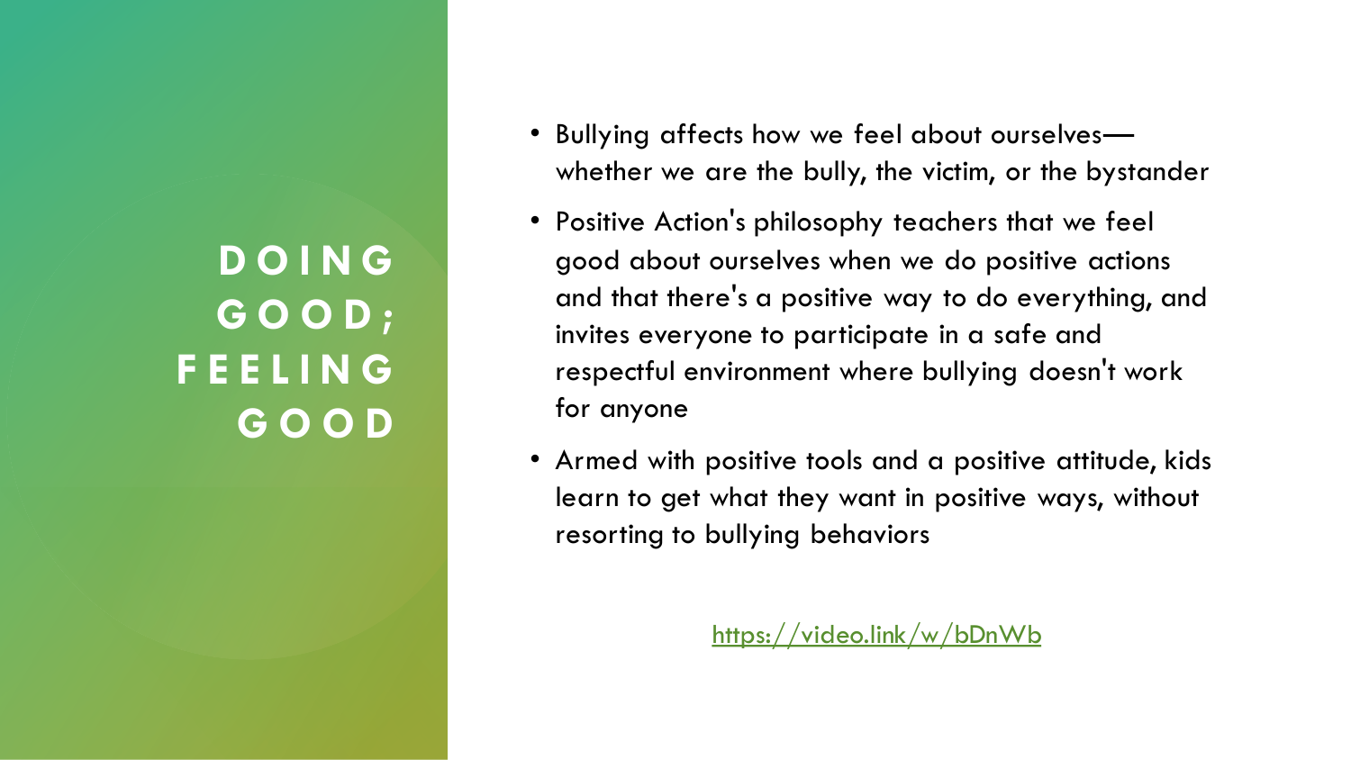# DOING GOOD; FEELING GOOD

- Bullying affects how we feel about ourselves—whether we are the bully, the victim, or the bystander
- Positive Action's philosophy teachers that we feel good about ourselves when we do positive actions and that there's a positive way to do everything, and invites everyone to participate in a safe and respectful environment where bullying doesn't work for anyone
- Armed with positive tools and a positive attitude, kids learn to get what they want in positive ways, without resorting to bullying behaviors

https://video.link/w/bDnWb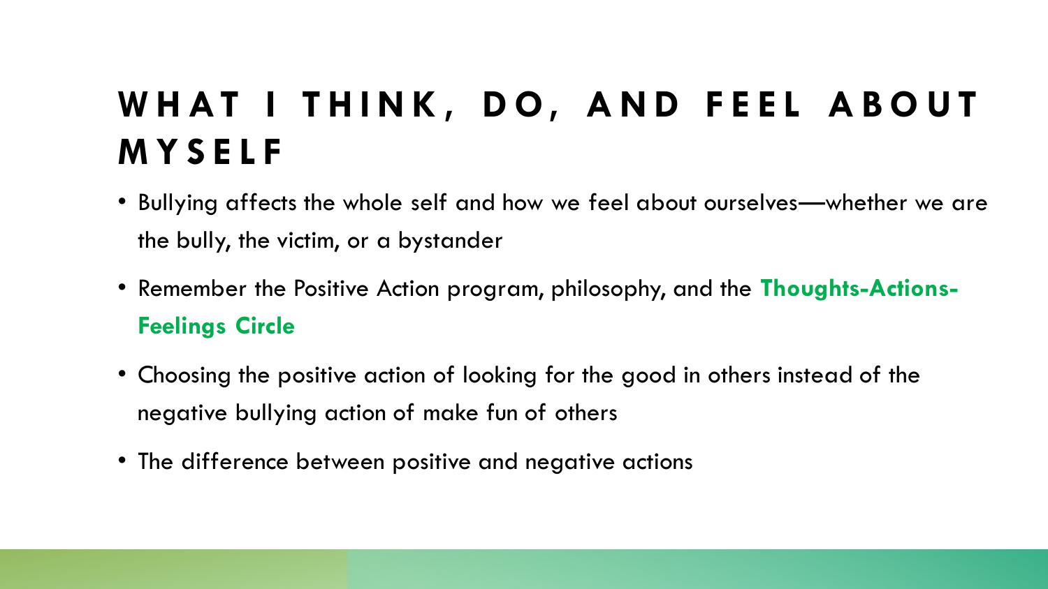# WHAT I THINK, DO, AND FEEL ABOUT MYSELF

- Bullying affects the whole self and how we feel about ourselves—whether we are the bully, the victim, or a bystander
- Remember the Positive Action program, philosophy, and the **Thoughts-Actions-Feelings Circle**
- Choosing the positive action of looking for the good in others instead of the negative bullying action of make fun of others
- The difference between positive and negative actions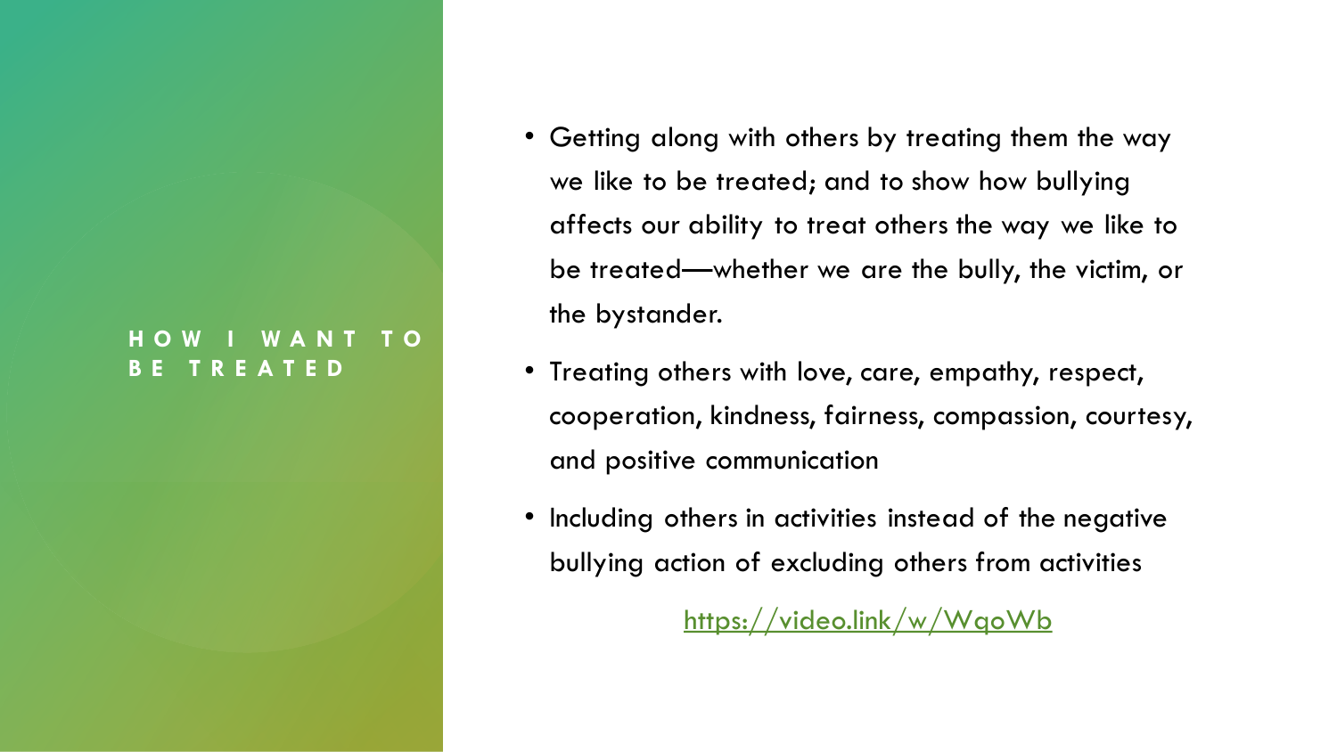## HOW I WANT TO BE TREATED

- Getting along with others by treating them the way we like to be treated; and to show how bullying affects our ability to treat others the way we like to be treated—whether we are the bully, the victim, or the bystander.
- Treating others with love, care, empathy, respect, cooperation, kindness, fairness, compassion, courtesy, and positive communication
- Including others in activities instead of the negative bullying action of excluding others from activities

https://video.link/w/WqoWb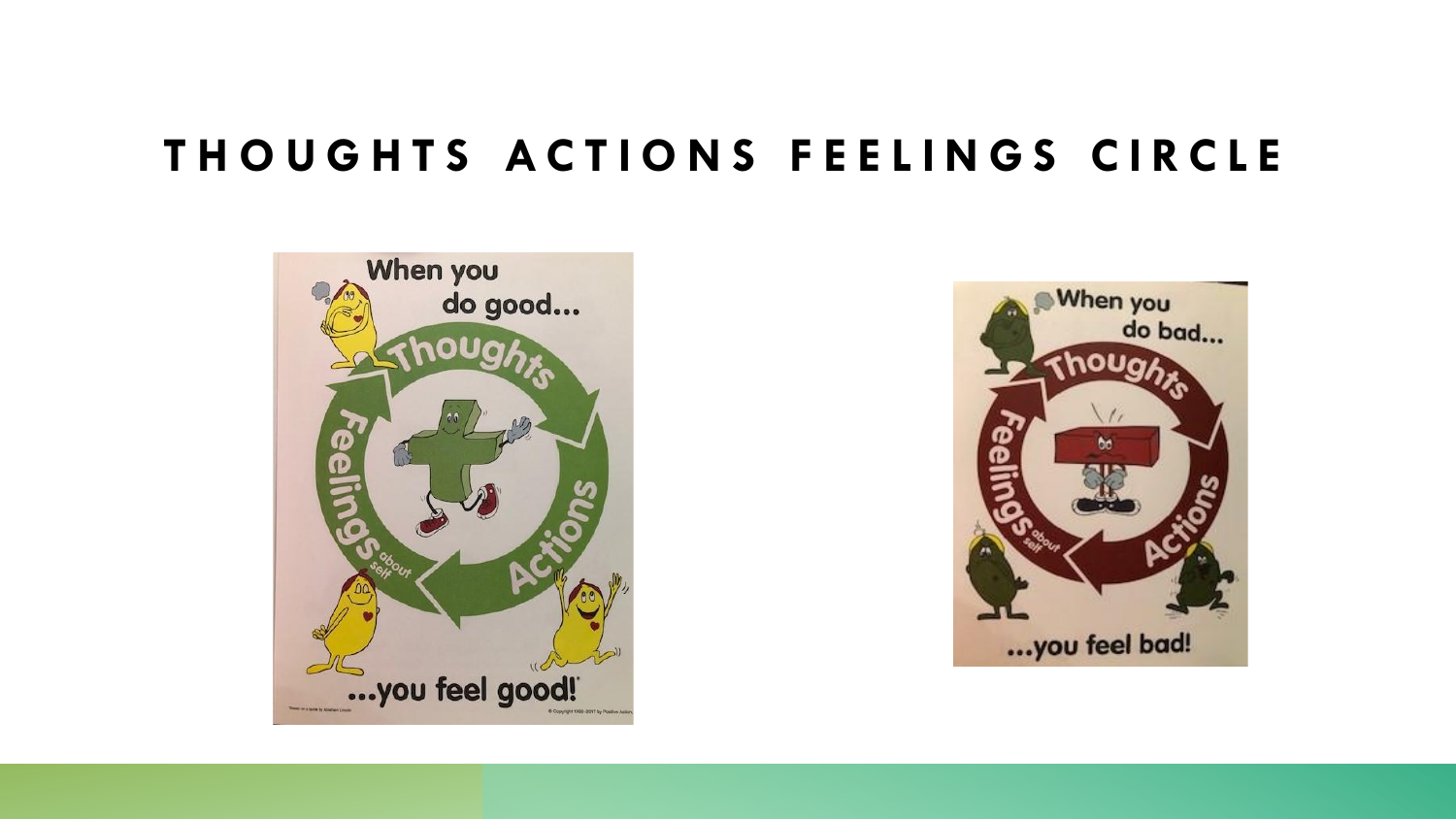# THOUGHTS ACTIONS FEELINGS CIRCLE

When you do good...

Thoughts

Actions

Feelings about self

...you feel good!

When you do bad...

Thoughts

Actions

Feelings about self

...you feel bad!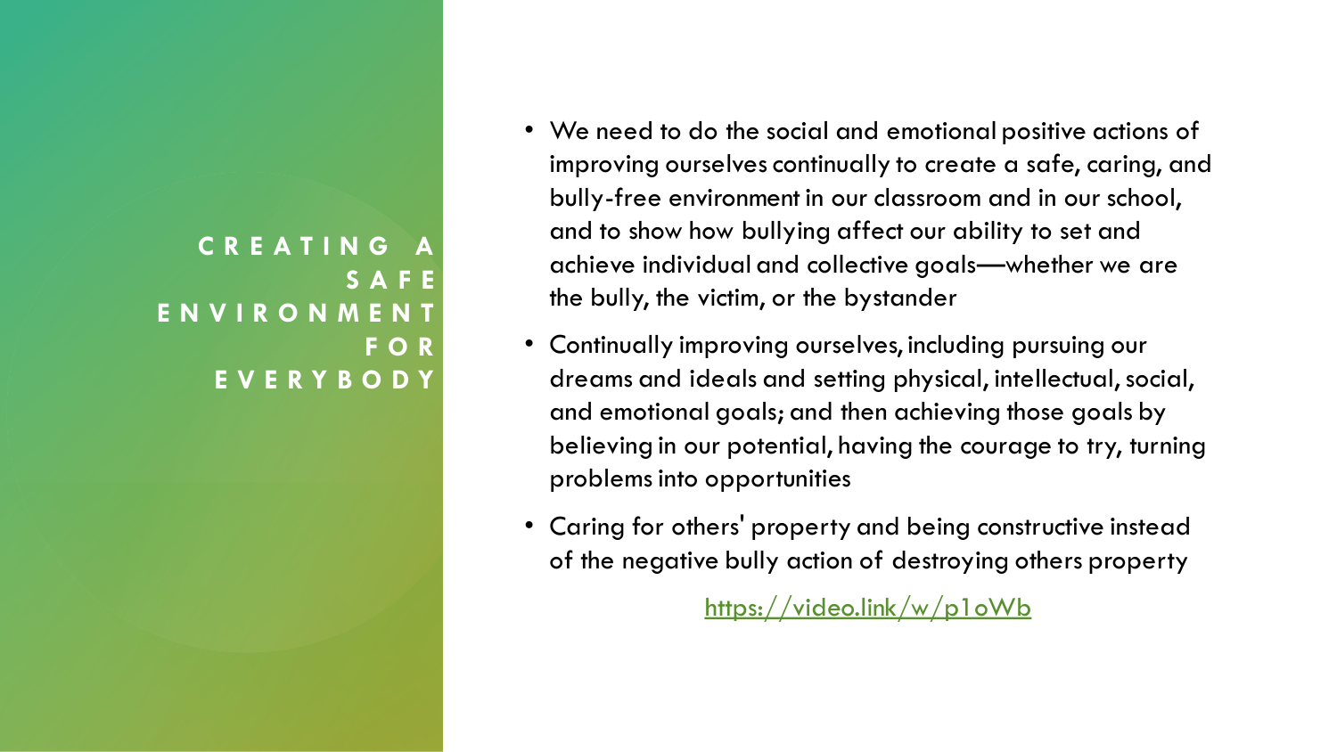## CREATING A SAFE ENVIRONMENT FOR EVERYBODY

- We need to do the social and emotional positive actions of improving ourselves continually to create a safe, caring, and bully-free environment in our classroom and in our school, and to show how bullying affect our ability to set and achieve individual and collective goals—whether we are the bully, the victim, or the bystander
- Continually improving ourselves, including pursuing our dreams and ideals and setting physical, intellectual, social, and emotional goals; and then achieving those goals by believing in our potential, having the courage to try, turning problems into opportunities
- Caring for others' property and being constructive instead of the negative bully action of destroying others property

https://video.link/w/p1oWb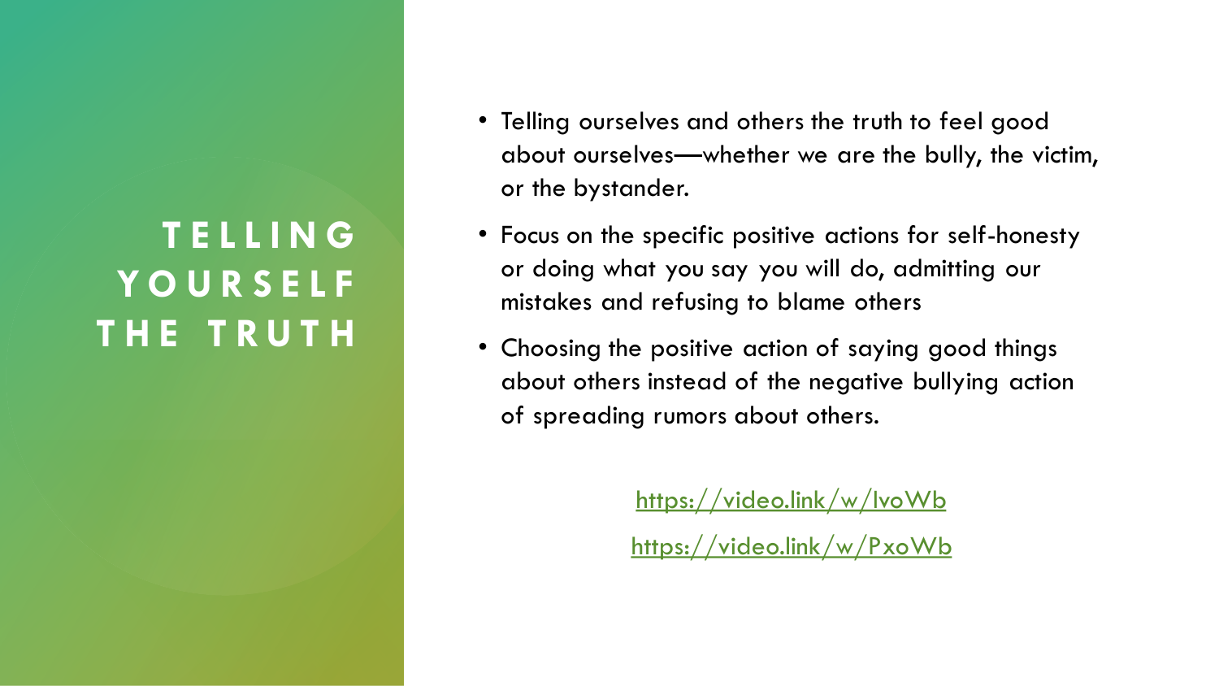# TELLING YOURSELF THE TRUTH

- Telling ourselves and others the truth to feel good about ourselves—whether we are the bully, the victim, or the bystander.
- Focus on the specific positive actions for self-honesty or doing what you say you will do, admitting our mistakes and refusing to blame others
- Choosing the positive action of saying good things about others instead of the negative bullying action of spreading rumors about others.

https://video.link/w/IvoWb

https://video.link/w/PxoWb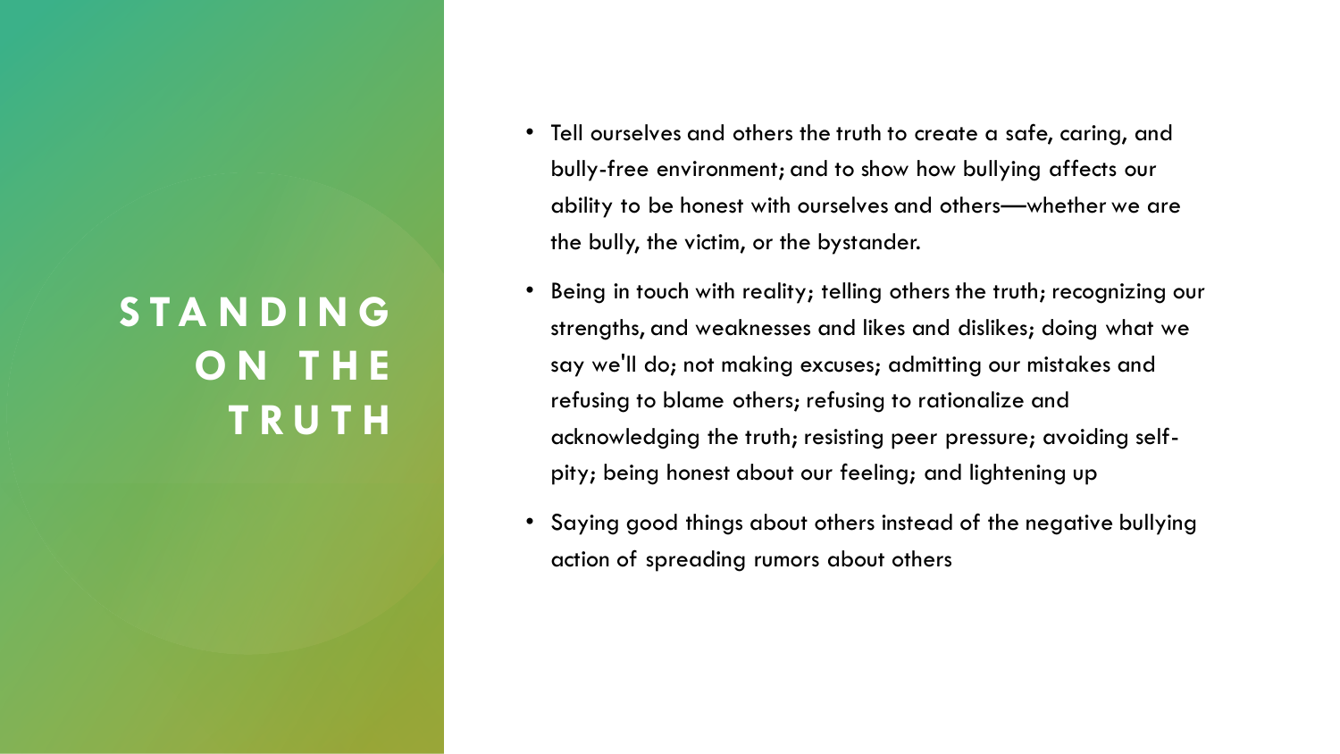# STANDING ON THE TRUTH

- Tell ourselves and others the truth to create a safe, caring, and bully-free environment; and to show how bullying affects our ability to be honest with ourselves and others—whether we are the bully, the victim, or the bystander.
- Being in touch with reality; telling others the truth; recognizing our strengths, and weaknesses and likes and dislikes; doing what we say we'll do; not making excuses; admitting our mistakes and refusing to blame others; refusing to rationalize and acknowledging the truth; resisting peer pressure; avoiding self-pity; being honest about our feeling; and lightening up
- Saying good things about others instead of the negative bullying action of spreading rumors about others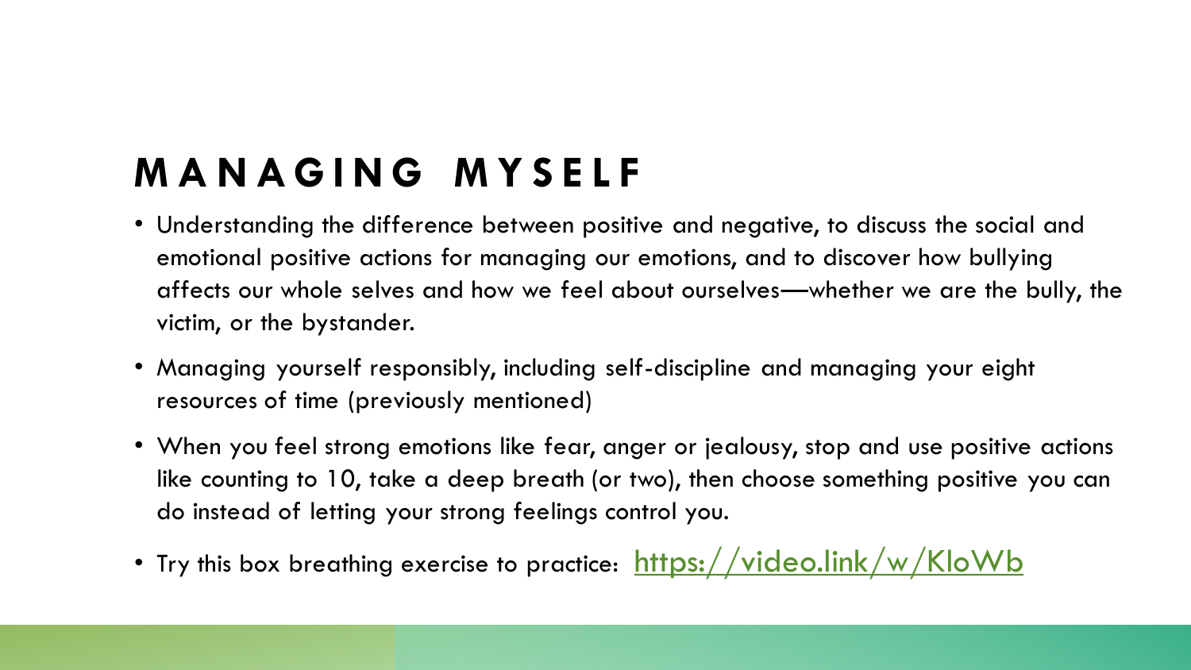# MANAGING MYSELF

- Understanding the difference between positive and negative, to discuss the social and emotional positive actions for managing our emotions, and to discover how bullying affects our whole selves and how we feel about ourselves—whether we are the bully, the victim, or the bystander.
- Managing yourself responsibly, including self-discipline and managing your eight resources of time (previously mentioned)
- When you feel strong emotions like fear, anger or jealousy, stop and use positive actions like counting to 10, take a deep breath (or two), then choose something positive you can do instead of letting your strong feelings control you.
- Try this box breathing exercise to practice: https://video.link/w/KloWb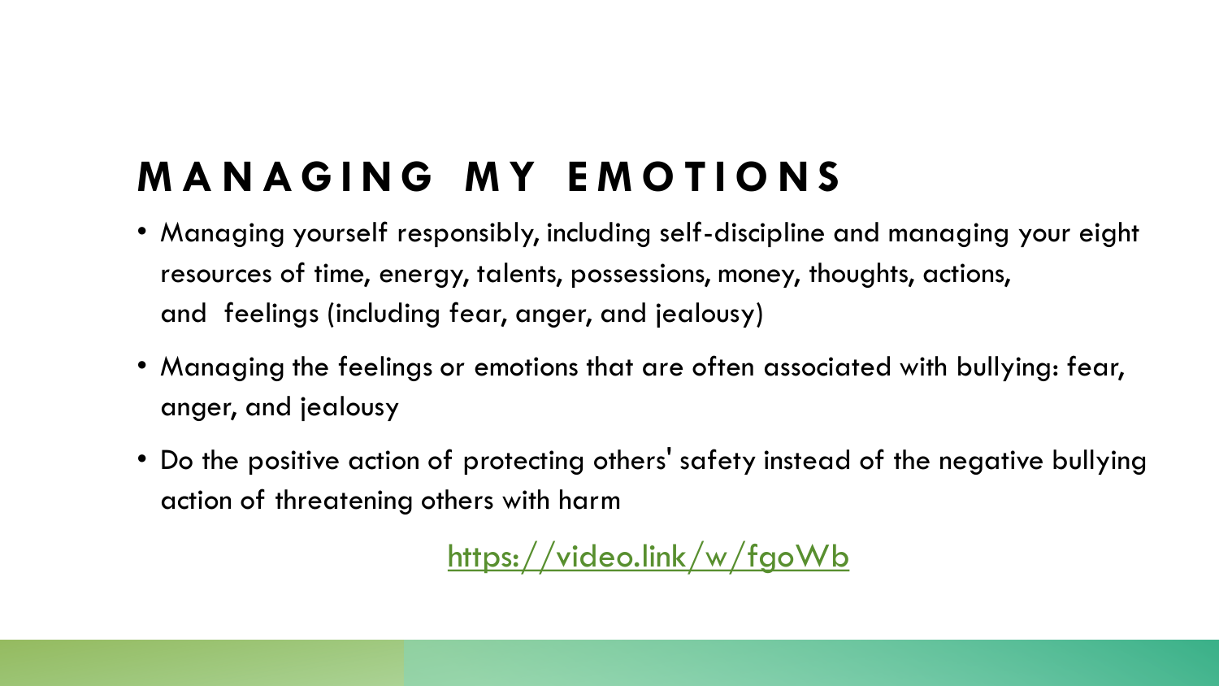# MANAGING MY EMOTIONS

- Managing yourself responsibly, including self-discipline and managing your eight resources of time, energy, talents, possessions, money, thoughts, actions, and feelings (including fear, anger, and jealousy)
- Managing the feelings or emotions that are often associated with bullying: fear, anger, and jealousy
- Do the positive action of protecting others' safety instead of the negative bullying action of threatening others with harm

https://video.link/w/fgoWb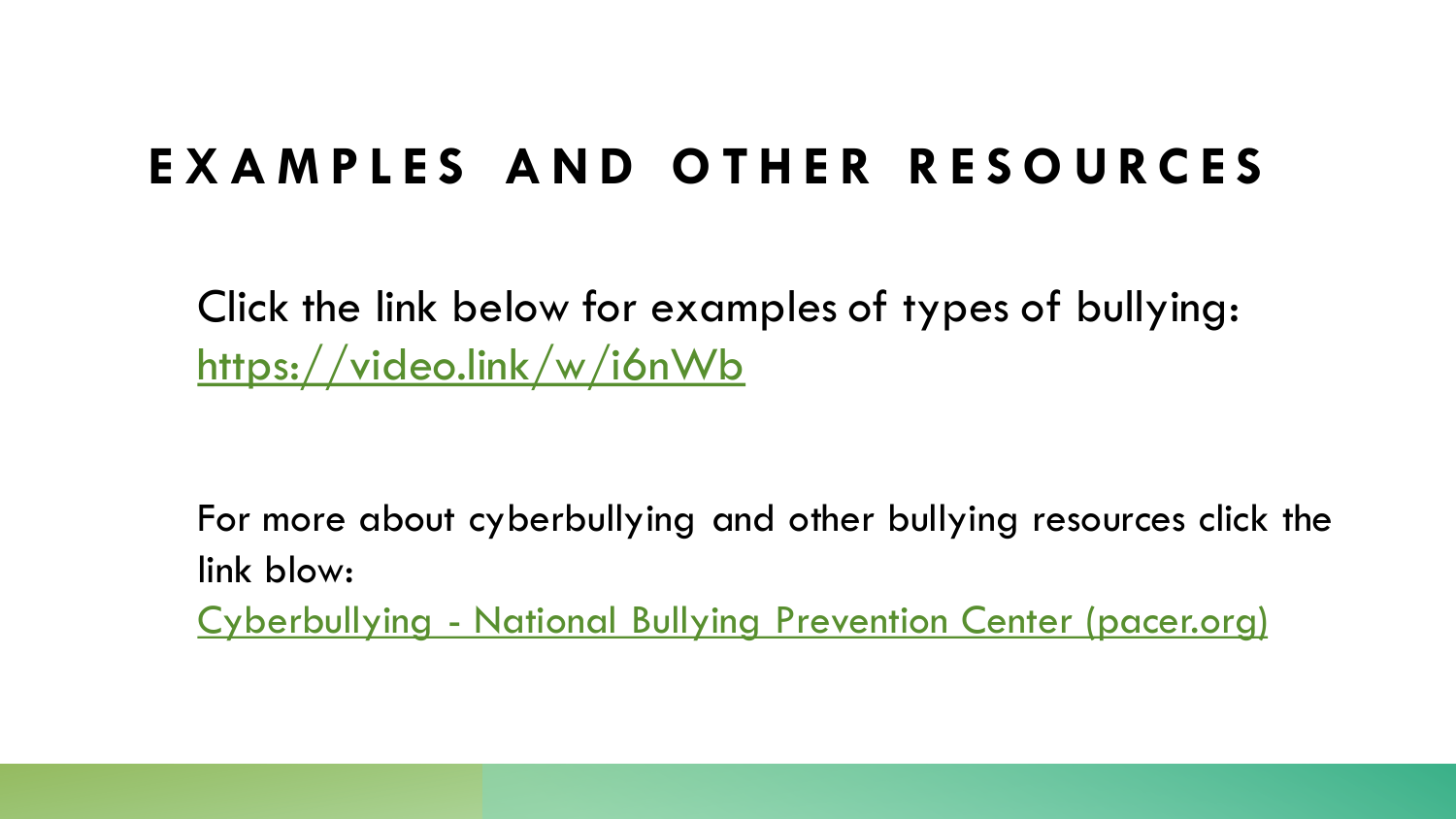# EXAMPLES AND OTHER RESOURCES

Click the link below for examples of types of bullying:
https://video.link/w/i6nWb

For more about cyberbullying and other bullying resources click the link blow:
Cyberbullying - National Bullying Prevention Center (pacer.org)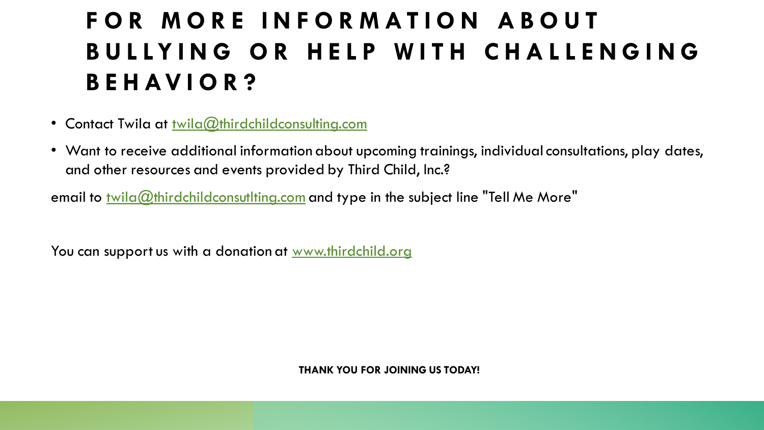# FOR MORE INFORMATION ABOUT BULLYING OR HELP WITH CHALLENGING BEHAVIOR?

- Contact Twila at twila@thirdchildconsulting.com
- Want to receive additional information about upcoming trainings, individual consultations, play dates, and other resources and events provided by Third Child, Inc.?

email to twila@thirdchildconsutlting.com and type in the subject line "Tell Me More"

You can support us with a donation at www.thirdchild.org

**THANK YOU FOR JOINING US TODAY!**